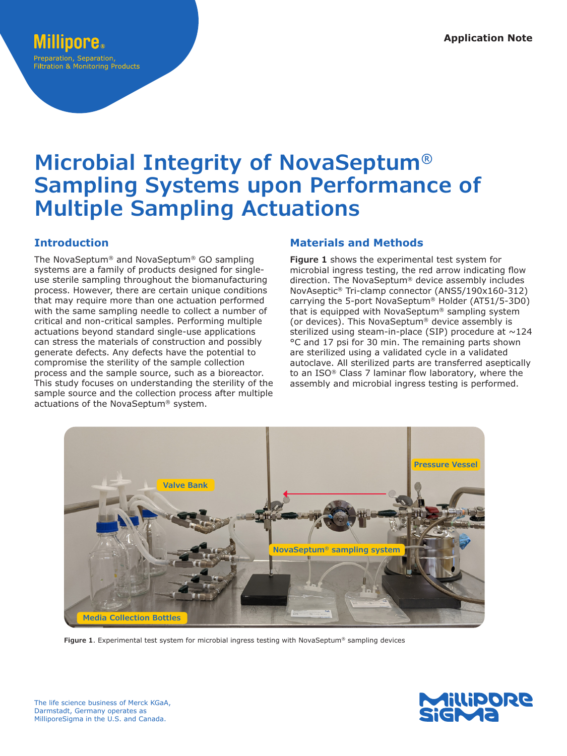# Microbial Integrity of NovaSeptum® Sampling Systems upon Performance of Multiple Sampling Actuations

## Introduction

The NovaSeptum® and NovaSeptum® GO sampling systems are a family of products designed for single-use sterile sampling throughout the biomanufacturing process. However, there are certain unique conditions that may require more than one actuation performed with the same sampling needle to collect a number of critical and non-critical samples. Performing multiple actuations beyond standard single-use applications can stress the materials of construction and possibly generate defects. Any defects have the potential to compromise the sterility of the sample collection process and the sample source, such as a bioreactor. This study focuses on understanding the sterility of the sample source and the collection process after multiple actuations of the NovaSeptum® system.

## Materials and Methods

**Figure 1** shows the experimental test system for microbial ingress testing, the red arrow indicating flow direction. The NovaSeptum® device assembly includes NovAseptic® Tri-clamp connector (ANS5/190x160-312) carrying the 5-port NovaSeptum® Holder (AT51/5-3D0) that is equipped with NovaSeptum® sampling system (or devices). This NovaSeptum® device assembly is sterilized using steam-in-place (SIP) procedure at ~124 °C and 17 psi for 30 min. The remaining parts shown are sterilized using a validated cycle in a validated autoclave. All sterilized parts are transferred aseptically to an ISO® Class 7 laminar flow laboratory, where the assembly and microbial ingress testing is performed.

**Figure 1**. Experimental test system for microbial ingress testing with NovaSeptum® sampling devices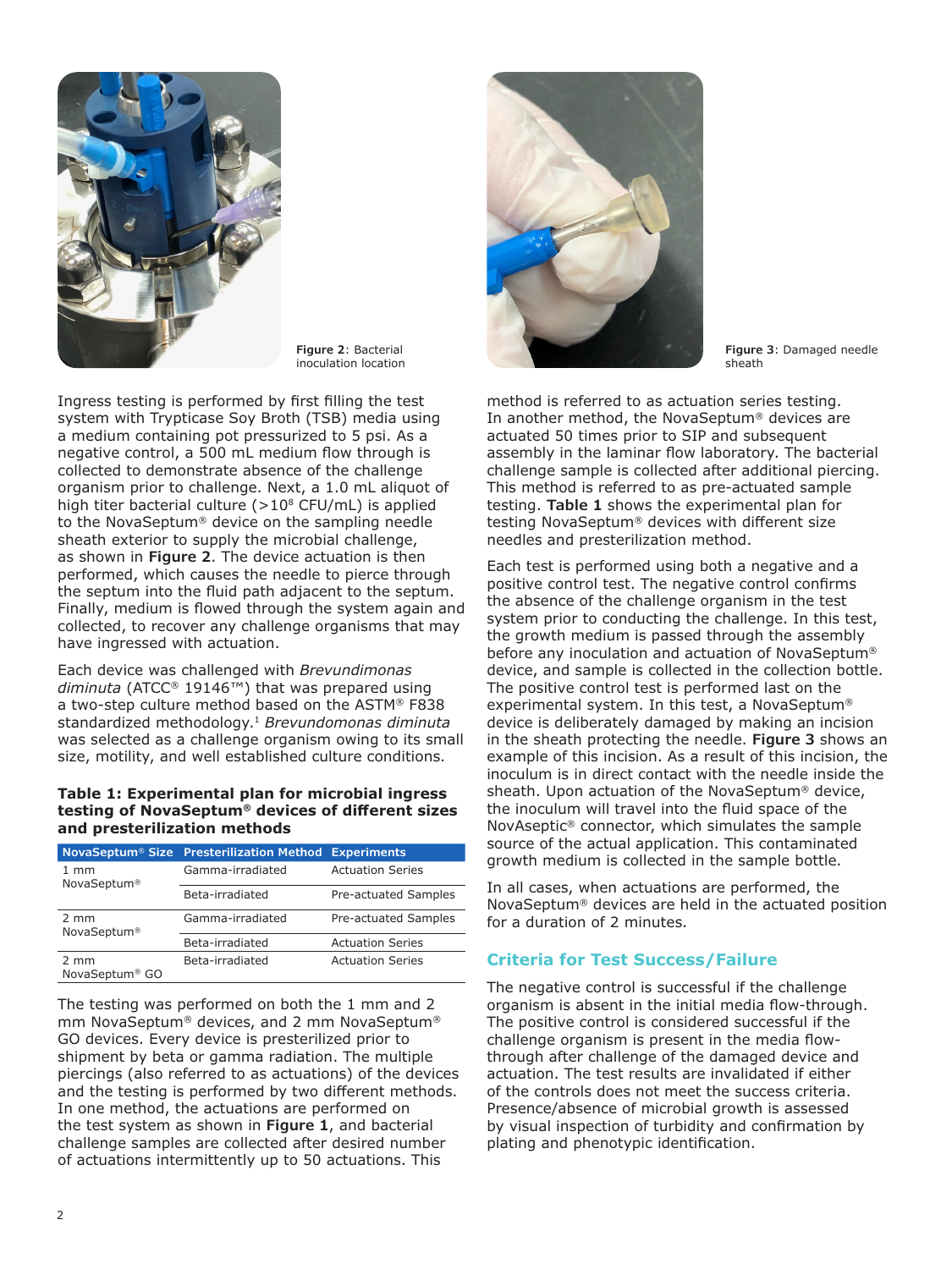Figure 2: Bacterial inoculation location

Figure 3: Damaged needle sheath

Ingress testing is performed by first filling the test system with Trypticase Soy Broth (TSB) media using a medium containing pot pressurized to 5 psi. As a negative control, a 500 mL medium flow through is collected to demonstrate absence of the challenge organism prior to challenge. Next, a 1.0 mL aliquot of high titer bacterial culture (>$10^8$ CFU/mL) is applied to the NovaSeptum® device on the sampling needle sheath exterior to supply the microbial challenge, as shown in **Figure 2**. The device actuation is then performed, which causes the needle to pierce through the septum into the fluid path adjacent to the septum. Finally, medium is flowed through the system again and collected, to recover any challenge organisms that may have ingressed with actuation.

Each device was challenged with *Brevundimonas diminuta* (ATCC® 19146™) that was prepared using a two-step culture method based on the ASTM® F838 standardized methodology.[1] *Brevundomonas diminuta* was selected as a challenge organism owing to its small size, motility, and well established culture conditions.

**Table 1: Experimental plan for microbial ingress testing of NovaSeptum® devices of different sizes and presterilization methods**

| NovaSeptum® Size | Presterilization Method | Experiments |
|---|---|---|
| 1 mm NovaSeptum® | Gamma-irradiated | Actuation Series |
| | Beta-irradiated | Pre-actuated Samples |
| 2 mm NovaSeptum® | Gamma-irradiated | Pre-actuated Samples |
| | Beta-irradiated | Actuation Series |
| 2 mm NovaSeptum® GO | Beta-irradiated | Actuation Series |

The testing was performed on both the 1 mm and 2 mm NovaSeptum® devices, and 2 mm NovaSeptum® GO devices. Every device is presterilized prior to shipment by beta or gamma radiation. The multiple piercings (also referred to as actuations) of the devices and the testing is performed by two different methods. In one method, the actuations are performed on the test system as shown in **Figure 1**, and bacterial challenge samples are collected after desired number of actuations intermittently up to 50 actuations. This method is referred to as actuation series testing. In another method, the NovaSeptum® devices are actuated 50 times prior to SIP and subsequent assembly in the laminar flow laboratory. The bacterial challenge sample is collected after additional piercing. This method is referred to as pre-actuated sample testing. **Table 1** shows the experimental plan for testing NovaSeptum® devices with different size needles and presterilization method.

Each test is performed using both a negative and a positive control test. The negative control confirms the absence of the challenge organism in the test system prior to conducting the challenge. In this test, the growth medium is passed through the assembly before any inoculation and actuation of NovaSeptum® device, and sample is collected in the collection bottle. The positive control test is performed last on the experimental system. In this test, a NovaSeptum® device is deliberately damaged by making an incision in the sheath protecting the needle. **Figure 3** shows an example of this incision. As a result of this incision, the inoculum is in direct contact with the needle inside the sheath. Upon actuation of the NovaSeptum® device, the inoculum will travel into the fluid space of the NovAseptic® connector, which simulates the sample source of the actual application. This contaminated growth medium is collected in the sample bottle.

In all cases, when actuations are performed, the NovaSeptum® devices are held in the actuated position for a duration of 2 minutes.

## Criteria for Test Success/Failure

The negative control is successful if the challenge organism is absent in the initial media flow-through. The positive control is considered successful if the challenge organism is present in the media flow-through after challenge of the damaged device and actuation. The test results are invalidated if either of the controls does not meet the success criteria. Presence/absence of microbial growth is assessed by visual inspection of turbidity and confirmation by plating and phenotypic identification.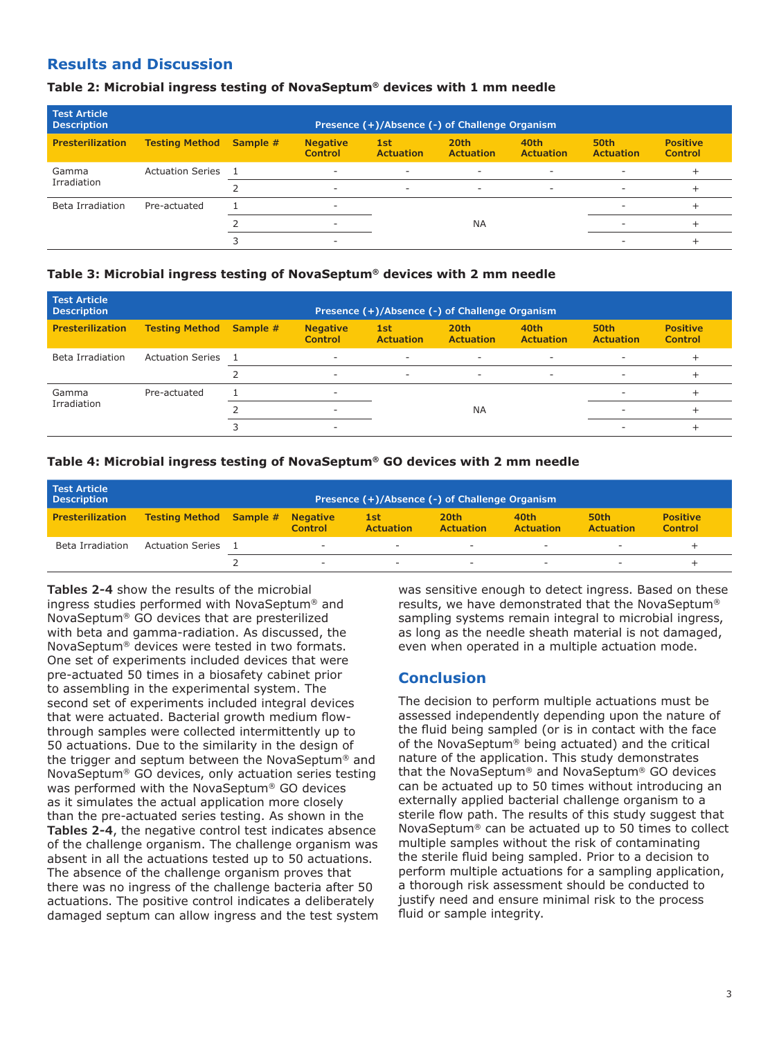## Results and Discussion

**Table 2: Microbial ingress testing of NovaSeptum® devices with 1 mm needle**

| Test Article Description | | | Presence (+)/Absence (-) of Challenge Organism | | | | | |
|---|---|---|---|---|---|---|---|---|
| **Presterilization** | **Testing Method** | **Sample #** | **Negative Control** | **1st Actuation** | **20th Actuation** | **40th Actuation** | **50th Actuation** | **Positive Control** |
| Gamma Irradiation | Actuation Series | 1 | - | - | - | - | - | + |
| | | 2 | - | - | - | - | - | + |
| Beta Irradiation | Pre-actuated | 1 | - | | | | - | + |
| | | 2 | - | | NA | | - | + |
| | | 3 | - | | | | - | + |

**Table 3: Microbial ingress testing of NovaSeptum® devices with 2 mm needle**

| Test Article Description | | | Presence (+)/Absence (-) of Challenge Organism | | | | | |
|---|---|---|---|---|---|---|---|---|
| **Presterilization** | **Testing Method** | **Sample #** | **Negative Control** | **1st Actuation** | **20th Actuation** | **40th Actuation** | **50th Actuation** | **Positive Control** |
| Beta Irradiation | Actuation Series | 1 | - | - | - | - | - | + |
| | | 2 | - | - | - | - | - | + |
| Gamma Irradiation | Pre-actuated | 1 | - | | | | - | + |
| | | 2 | - | | NA | | - | + |
| | | 3 | - | | | | - | + |

**Table 4: Microbial ingress testing of NovaSeptum® GO devices with 2 mm needle**

| Test Article Description | | | Presence (+)/Absence (-) of Challenge Organism | | | | | |
|---|---|---|---|---|---|---|---|---|
| **Presterilization** | **Testing Method** | **Sample #** | **Negative Control** | **1st Actuation** | **20th Actuation** | **40th Actuation** | **50th Actuation** | **Positive Control** |
| Beta Irradiation | Actuation Series | 1 | - | - | - | - | - | + |
| | | 2 | - | - | - | - | - | + |

**Tables 2-4** show the results of the microbial ingress studies performed with NovaSeptum® and NovaSeptum® GO devices that are presterilized with beta and gamma-radiation. As discussed, the NovaSeptum® devices were tested in two formats. One set of experiments included devices that were pre-actuated 50 times in a biosafety cabinet prior to assembling in the experimental system. The second set of experiments included integral devices that were actuated. Bacterial growth medium flow-through samples were collected intermittently up to 50 actuations. Due to the similarity in the design of the trigger and septum between the NovaSeptum® and NovaSeptum® GO devices, only actuation series testing was performed with the NovaSeptum® GO devices as it simulates the actual application more closely than the pre-actuated series testing. As shown in the **Tables 2-4**, the negative control test indicates absence of the challenge organism. The challenge organism was absent in all the actuations tested up to 50 actuations. The absence of the challenge organism proves that there was no ingress of the challenge bacteria after 50 actuations. The positive control indicates a deliberately damaged septum can allow ingress and the test system was sensitive enough to detect ingress. Based on these results, we have demonstrated that the NovaSeptum® sampling systems remain integral to microbial ingress, as long as the needle sheath material is not damaged, even when operated in a multiple actuation mode.

## Conclusion

The decision to perform multiple actuations must be assessed independently depending upon the nature of the fluid being sampled (or is in contact with the face of the NovaSeptum® being actuated) and the critical nature of the application. This study demonstrates that the NovaSeptum® and NovaSeptum® GO devices can be actuated up to 50 times without introducing an externally applied bacterial challenge organism to a sterile flow path. The results of this study suggest that NovaSeptum® can be actuated up to 50 times to collect multiple samples without the risk of contaminating the sterile fluid being sampled. Prior to a decision to perform multiple actuations for a sampling application, a thorough risk assessment should be conducted to justify need and ensure minimal risk to the process fluid or sample integrity.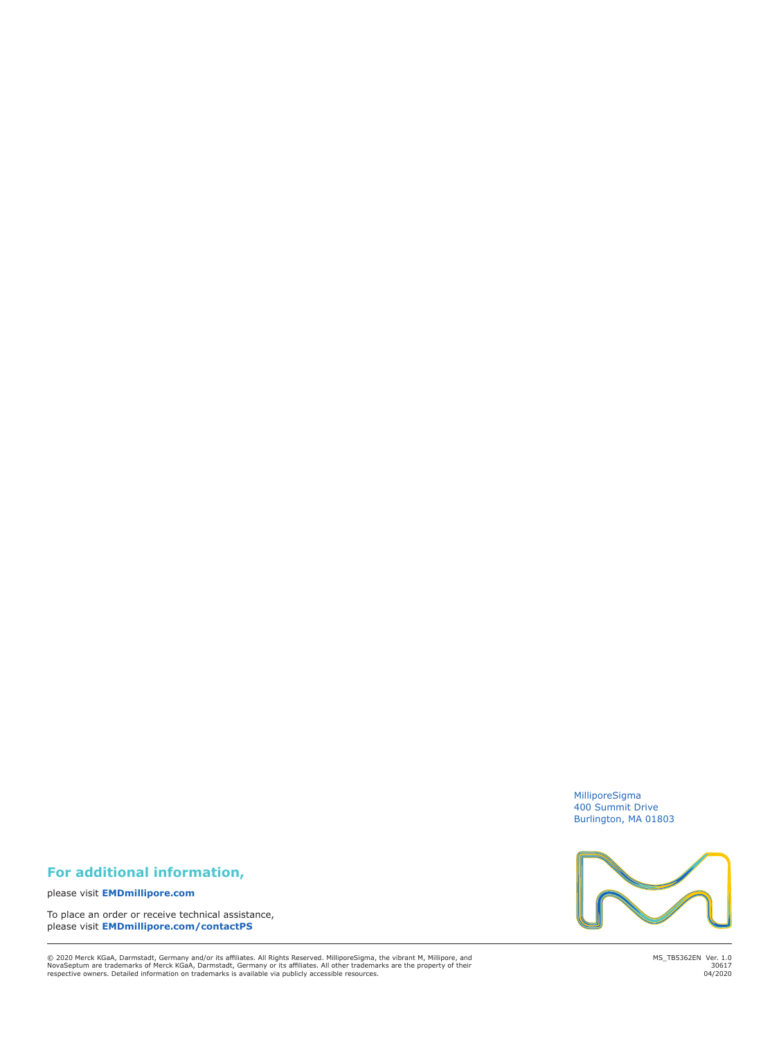MilliporeSigma
400 Summit Drive
Burlington, MA 01803

## For additional information,

please visit **EMDmillipore.com**

To place an order or receive technical assistance, please visit **EMDmillipore.com/contactPS**

© 2020 Merck KGaA, Darmstadt, Germany and/or its affiliates. All Rights Reserved. MilliporeSigma, the vibrant M, Millipore, and NovaSeptum are trademarks of Merck KGaA, Darmstadt, Germany or its affiliates. All other trademarks are the property of their respective owners. Detailed information on trademarks is available via publicly accessible resources.

MS_TB5362EN Ver. 1.0
30617
04/2020